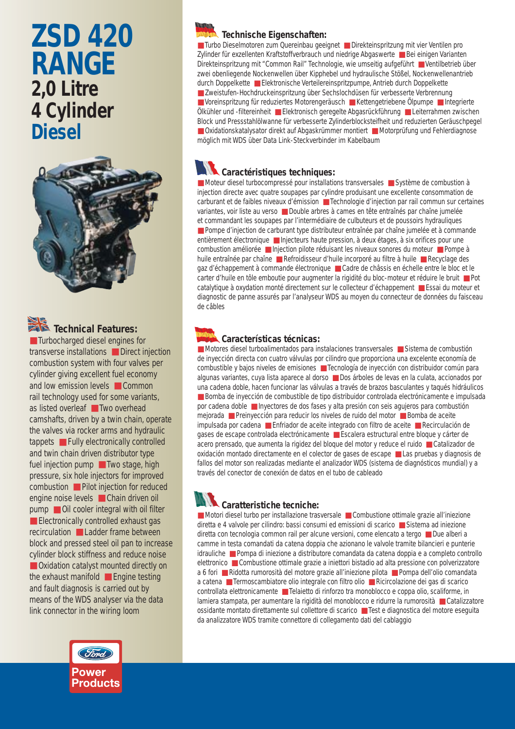# ZSD 420 RANGE

## 2,0 Litre
## 4 Cylinder
## Diesel

### Technical Features:

■ Turbocharged diesel engines for transverse installations ■ Direct injection combustion system with four valves per cylinder giving excellent fuel economy and low emission levels ■ Common rail technology used for some variants, as listed overleaf ■ Two overhead camshafts, driven by a twin chain, operate the valves via rocker arms and hydraulic tappets ■ Fully electronically controlled and twin chain driven distributor type fuel injection pump ■ Two stage, high pressure, six hole injectors for improved combustion ■ Pilot injection for reduced engine noise levels ■ Chain driven oil pump ■ Oil cooler integral with oil filter ■ Electronically controlled exhaust gas recirculation ■ Ladder frame between block and pressed steel oil pan to increase cylinder block stiffness and reduce noise ■ Oxidation catalyst mounted directly on the exhaust manifold ■ Engine testing and fault diagnosis is carried out by means of the WDS analyser via the data link connector in the wiring loom

Ford Power Products

### Technische Eigenschaften:

■ Turbo Dieselmotoren zum Quereinbau geeignet ■ Direkteinspritzung mit vier Ventilen pro Zylinder für exzellenten Kraftstoffverbrauch und niedrige Abgaswerte ■ Bei einigen Varianten Direkteinspritzung mit "Common Rail" Technologie, wie umseitig aufgeführt ■ Ventilbetrieb über zwei obenliegende Nockenwellen über Kipphebel und hydraulische Stößel, Nockenwellenantrieb durch Doppelkette ■ Elektronische Verteilereinspritzpumpe, Antrieb durch Doppelkette ■ Zweistufen-Hochdruckeinspritzung über Sechslochdüsen für verbesserte Verbrennung ■ Voreinspritzung für reduziertes Motorengeräusch ■ Kettengetriebene Ölpumpe ■ Integrierte Ölkühler und -filtereinheit ■ Elektronisch geregelte Abgasrückführung ■ Leiterrahmen zwischen Block und Pressstahlölwanne für verbesserte Zylinderblocksteifheit und reduzierten Geräuschpegel ■ Oxidationskatalysator direkt auf Abgaskrümmer montiert ■ Motorprüfung und Fehlerdiagnose möglich mit WDS über Data Link-Steckverbinder im Kabelbaum

### Caractéristiques techniques:

■ Moteur diesel turbocompressé pour installations transversales ■ Système de combustion à injection directe avec quatre soupapes par cylindre produisant une excellente consommation de carburant et de faibles niveaux d'émission ■ Technologie d'injection par rail commun sur certaines variantes, voir liste au verso ■ Double arbres à cames en tête entraînés par chaîne jumelée et commandant les soupapes par l'intermédiaire de culbuteurs et de poussoirs hydrauliques ■ Pompe d'injection de carburant type distributeur entraînée par chaîne jumelée et à commande entièrement électronique ■ Injecteurs haute pression, à deux étages, à six orifices pour une combustion améliorée ■ Injection pilote réduisant les niveaux sonores du moteur ■ Pompe à huile entraînée par chaîne ■ Refroidisseur d'huile incorporé au filtre à huile ■ Recyclage des gaz d'échappement à commande électronique ■ Cadre de châssis en échelle entre le bloc et le carter d'huile en tôle emboutie pour augmenter la rigidité du bloc-moteur et réduire le bruit ■ Pot catalytique à oxydation monté directement sur le collecteur d'échappement ■ Essai du moteur et diagnostic de panne assurés par l'analyseur WDS au moyen du connecteur de données du faisceau de câbles

### Características técnicas:

■ Motores diesel turboalimentados para instalaciones transversales ■ Sistema de combustión de inyección directa con cuatro válvulas por cilindro que proporciona una excelente economía de combustible y bajos niveles de emisiones ■ Tecnología de inyección con distribuidor común para algunas variantes, cuya lista aparece al dorso ■ Dos árboles de levas en la culata, accionados por una cadena doble, hacen funcionar las válvulas a través de brazos basculantes y taqués hydráulicos ■ Bomba de inyección de combustible de tipo distribuidor controlada electrónicamente e impulsada por cadena doble ■ Inyectores de dos fases y alta presión con seis agujeros para combustión mejorada ■ Preinyección para reducir los niveles de ruido del motor ■ Bomba de aceite impulsada por cadena ■ Enfriador de aceite integrado con filtro de aceite ■ Recirculación de gases de escape controlada electrónicamente ■ Escalera estructural entre bloque y cárter de acero prensado, que aumenta la rigidez del bloque del motor y reduce el ruido ■ Catalizador de oxidación montado directamente en el colector de gases de escape ■ Las pruebas y diagnosis de fallos del motor son realizadas mediante el analizador WDS (sistema de diagnósticos mundial) y a través del conector de conexión de datos en el tubo de cableado

### Caratteristiche tecniche:

■ Motori diesel turbo per installazione trasversale ■ Combustione ottimale grazie all'iniezione diretta e 4 valvole per cilindro: bassi consumi ed emissioni di scarico ■ Sistema ad iniezione diretta con tecnologia common rail per alcune versioni, come elencato a tergo ■ Due alberi a camme in testa comandati da catena doppia che azionano le valvole tramite bilancieri e punterie idrauliche ■ Pompa di iniezione a distributore comandata da catena doppia e a completo controllo elettronico ■ Combustione ottimale grazie a iniettori bistadio ad alta pressione con polverizzatore a 6 fori ■ Ridotta rumorosità del motore grazie all'iniezione pilota ■ Pompa dell'olio comandata a catena ■ Termoscambiatore olio integrale con filtro olio ■ Ricircolazione dei gas di scarico controllata elettronicamente ■ Telaietto di rinforzo tra monoblocco e coppa olio, scaliforme, in lamiera stampata, per aumentare la rigidità del monoblocco e ridurre la rumorosità ■ Catalizzatore ossidante montato direttamente sul collettore di scarico ■ Test e diagnostica del motore eseguita da analizzatore WDS tramite connettore di collegamento dati del cablaggio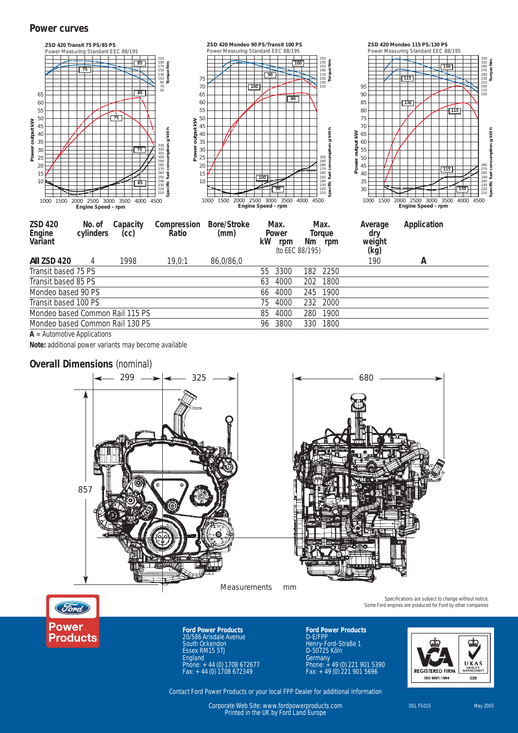## Power curves

**ZSD 420 Transit 75 PS/85 PS**
Power Measuring Standard EEC 88/195

**ZSD 420 Mondeo 90 PS/Transit 100 PS**
Power Measuring Standard EEC 88/195

**ZSD 420 Mondeo 115 PS/130 PS**
Power Measuring Standard EEC 88/195

Power output kW
Torque Nm
Specific fuel consumption g/kW h
Engine Speed - rpm

| ZSD 420 Engine Variant | No. of cylinders | Capacity (cc) | Compression Ratio | Bore/Stroke (mm) | Max. Power kW | Max. Power rpm | Max. Torque Nm | Max. Torque rpm | Average dry weight (kg) | Application |
|---|---|---|---|---|---|---|---|---|---|---|
| | | | | | | (to EEC 88/195) | | | | |
| **All ZSD 420** | 4 | 1998 | 19,0:1 | 86,0/86,0 | | | | | 190 | A |
| Transit based 75 PS | | | | | 55 | 3300 | 182 | 2250 | | |
| Transit based 85 PS | | | | | 63 | 4000 | 202 | 1800 | | |
| Mondeo based 90 PS | | | | | 66 | 4000 | 245 | 1900 | | |
| Transit based 100 PS | | | | | 75 | 4000 | 232 | 2000 | | |
| Mondeo based Common Rail 115 PS | | | | | 85 | 4000 | 280 | 1900 | | |
| Mondeo based Common Rail 130 PS | | | | | 96 | 3800 | 330 | 1800 | | |

**A** = Automotive Applications

**Note:** additional power variants may become available

## Overall Dimensions (nominal)

299
325
680
857

Measurements mm

Specifications are subject to change without notice.
Some Ford engines are produced for Ford by other companies

Power Products

**Ford Power Products**
20/586 Arisdale Avenue
South Ockendon
Essex RM15 5TJ
England
Phone: + 44 (0) 1708 672677
Fax: + 44 (0) 1708 672349

**Ford Power Products**
D-E/FPP
Henry-Ford-Straße 1
D-50725 Köln
Germany
Phone: + 49 (0) 221 901 5390
Fax: + 49 (0) 221 901 5696

REGISTERED FIRM
ISO 9001:1994
UKAS QUALITY MANAGEMENT
028

Contact Ford Power Products or your local FPP Dealer for additional information

Corporate Web Site: www.fordpowerproducts.com
Printed in the UK by Ford Land Europe

DSL FS015

May 2003